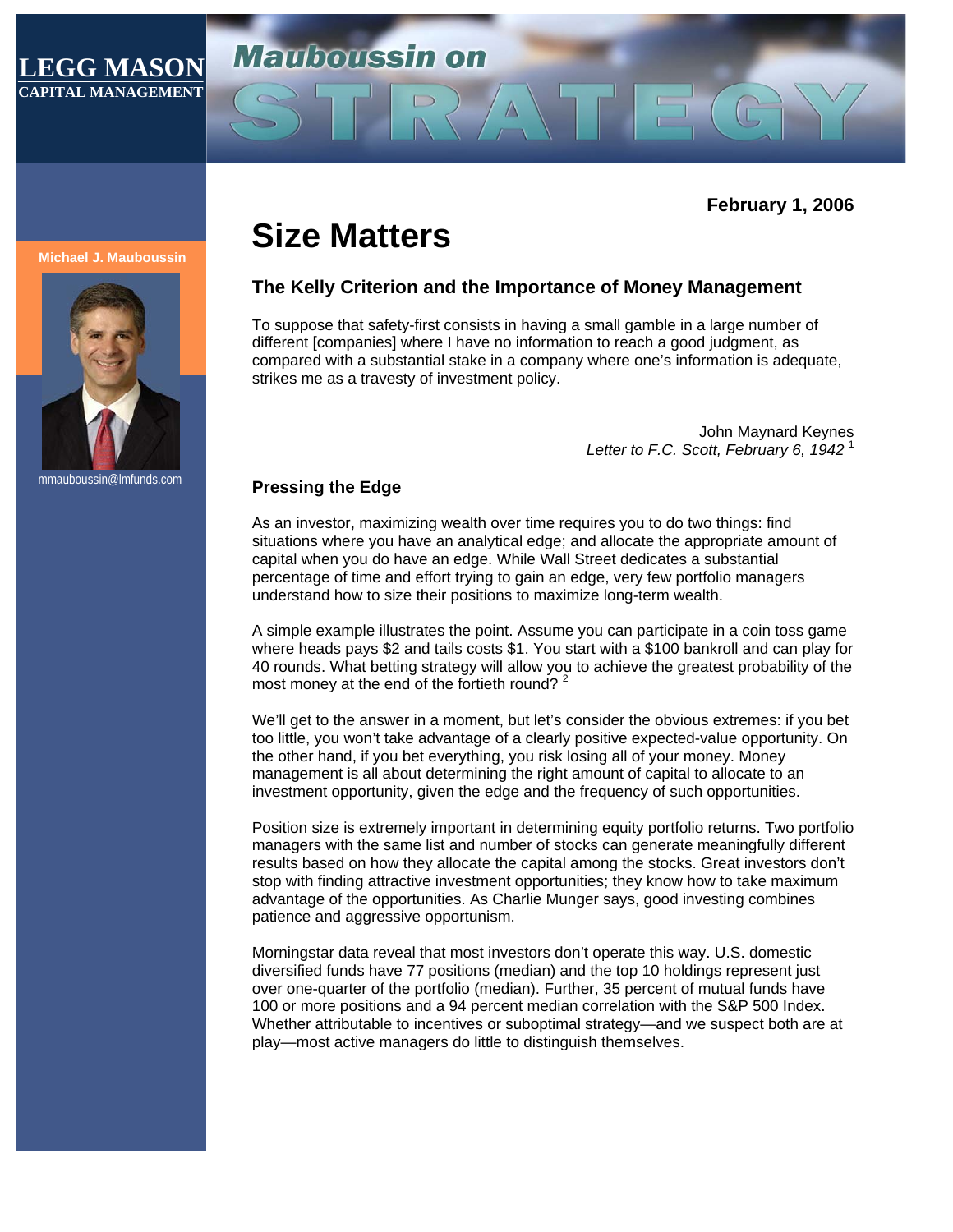LEGG MASON
CAPITAL MANAGEMENT

Mauboussin on STRATEGY

Michael J. Mauboussin

mmauboussin@lmfunds.com

**February 1, 2006**

# Size Matters

### The Kelly Criterion and the Importance of Money Management

To suppose that safety-first consists in having a small gamble in a large number of different [companies] where I have no information to reach a good judgment, as compared with a substantial stake in a company where one's information is adequate, strikes me as a travesty of investment policy.

John Maynard Keynes
*Letter to F.C. Scott, February 6, 1942* [1]

### Pressing the Edge

As an investor, maximizing wealth over time requires you to do two things: find situations where you have an analytical edge; and allocate the appropriate amount of capital when you do have an edge. While Wall Street dedicates a substantial percentage of time and effort trying to gain an edge, very few portfolio managers understand how to size their positions to maximize long-term wealth.

A simple example illustrates the point. Assume you can participate in a coin toss game where heads pays $2 and tails costs $1. You start with a $100 bankroll and can play for 40 rounds. What betting strategy will allow you to achieve the greatest probability of the most money at the end of the fortieth round? [2]

We'll get to the answer in a moment, but let's consider the obvious extremes: if you bet too little, you won't take advantage of a clearly positive expected-value opportunity. On the other hand, if you bet everything, you risk losing all of your money. Money management is all about determining the right amount of capital to allocate to an investment opportunity, given the edge and the frequency of such opportunities.

Position size is extremely important in determining equity portfolio returns. Two portfolio managers with the same list and number of stocks can generate meaningfully different results based on how they allocate the capital among the stocks. Great investors don't stop with finding attractive investment opportunities; they know how to take maximum advantage of the opportunities. As Charlie Munger says, good investing combines patience and aggressive opportunism.

Morningstar data reveal that most investors don't operate this way. U.S. domestic diversified funds have 77 positions (median) and the top 10 holdings represent just over one-quarter of the portfolio (median). Further, 35 percent of mutual funds have 100 or more positions and a 94 percent median correlation with the S&P 500 Index. Whether attributable to incentives or suboptimal strategy—and we suspect both are at play—most active managers do little to distinguish themselves.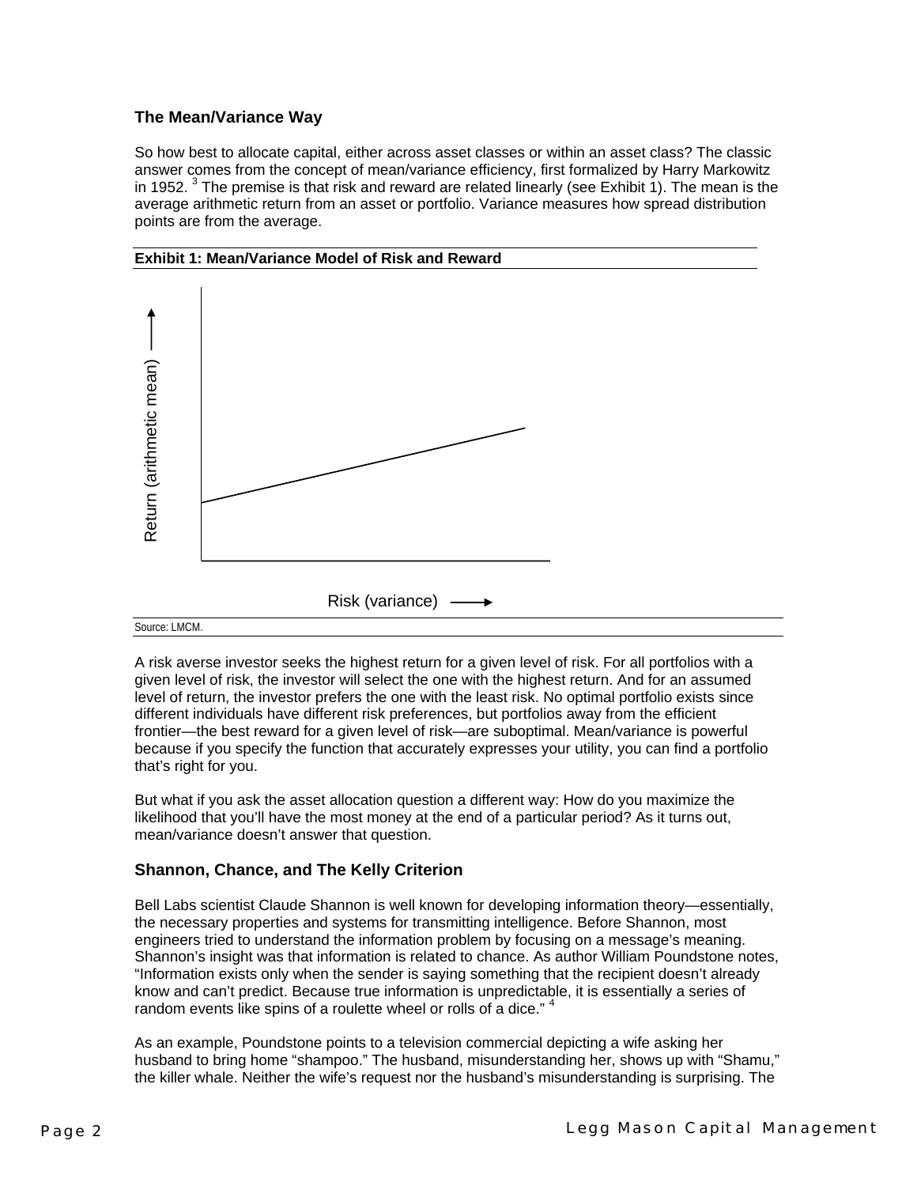### The Mean/Variance Way

So how best to allocate capital, either across asset classes or within an asset class? The classic answer comes from the concept of mean/variance efficiency, first formalized by Harry Markowitz in 1952. [3] The premise is that risk and reward are related linearly (see Exhibit 1). The mean is the average arithmetic return from an asset or portfolio. Variance measures how spread distribution points are from the average.

**Exhibit 1: Mean/Variance Model of Risk and Reward**

Return (arithmetic mean) →

Risk (variance) →

Source: LMCM.

A risk averse investor seeks the highest return for a given level of risk. For all portfolios with a given level of risk, the investor will select the one with the highest return. And for an assumed level of return, the investor prefers the one with the least risk. No optimal portfolio exists since different individuals have different risk preferences, but portfolios away from the efficient frontier—the best reward for a given level of risk—are suboptimal. Mean/variance is powerful because if you specify the function that accurately expresses your utility, you can find a portfolio that's right for you.

But what if you ask the asset allocation question a different way: How do you maximize the likelihood that you'll have the most money at the end of a particular period? As it turns out, mean/variance doesn't answer that question.

### Shannon, Chance, and The Kelly Criterion

Bell Labs scientist Claude Shannon is well known for developing information theory—essentially, the necessary properties and systems for transmitting intelligence. Before Shannon, most engineers tried to understand the information problem by focusing on a message's meaning. Shannon's insight was that information is related to chance. As author William Poundstone notes, "Information exists only when the sender is saying something that the recipient doesn't already know and can't predict. Because true information is unpredictable, it is essentially a series of random events like spins of a roulette wheel or rolls of a dice." [4]

As an example, Poundstone points to a television commercial depicting a wife asking her husband to bring home "shampoo." The husband, misunderstanding her, shows up with "Shamu," the killer whale. Neither the wife's request nor the husband's misunderstanding is surprising. The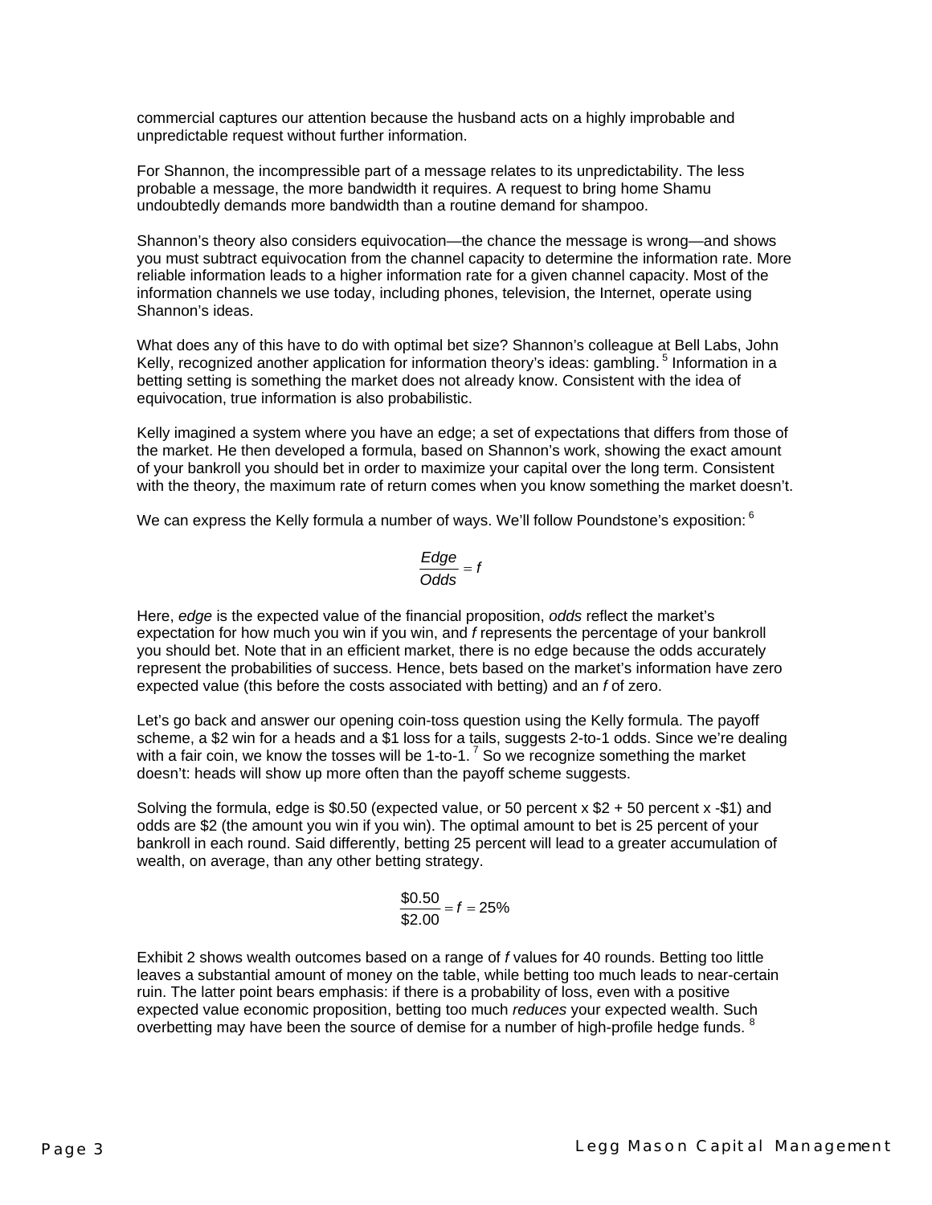commercial captures our attention because the husband acts on a highly improbable and unpredictable request without further information.

For Shannon, the incompressible part of a message relates to its unpredictability. The less probable a message, the more bandwidth it requires. A request to bring home Shamu undoubtedly demands more bandwidth than a routine demand for shampoo.

Shannon's theory also considers equivocation—the chance the message is wrong—and shows you must subtract equivocation from the channel capacity to determine the information rate. More reliable information leads to a higher information rate for a given channel capacity. Most of the information channels we use today, including phones, television, the Internet, operate using Shannon's ideas.

What does any of this have to do with optimal bet size? Shannon's colleague at Bell Labs, John Kelly, recognized another application for information theory's ideas: gambling. [5] Information in a betting setting is something the market does not already know. Consistent with the idea of equivocation, true information is also probabilistic.

Kelly imagined a system where you have an edge; a set of expectations that differs from those of the market. He then developed a formula, based on Shannon's work, showing the exact amount of your bankroll you should bet in order to maximize your capital over the long term. Consistent with the theory, the maximum rate of return comes when you know something the market doesn't.

We can express the Kelly formula a number of ways. We'll follow Poundstone's exposition: [6]

$$\frac{Edge}{Odds} = f$$

Here, *edge* is the expected value of the financial proposition, *odds* reflect the market's expectation for how much you win if you win, and *f* represents the percentage of your bankroll you should bet. Note that in an efficient market, there is no edge because the odds accurately represent the probabilities of success. Hence, bets based on the market's information have zero expected value (this before the costs associated with betting) and an *f* of zero.

Let's go back and answer our opening coin-toss question using the Kelly formula. The payoff scheme, a \$2 win for a heads and a \$1 loss for a tails, suggests 2-to-1 odds. Since we're dealing with a fair coin, we know the tosses will be 1-to-1. [7] So we recognize something the market doesn't: heads will show up more often than the payoff scheme suggests.

Solving the formula, edge is \$0.50 (expected value, or 50 percent x \$2 + 50 percent x -\$1) and odds are \$2 (the amount you win if you win). The optimal amount to bet is 25 percent of your bankroll in each round. Said differently, betting 25 percent will lead to a greater accumulation of wealth, on average, than any other betting strategy.

$$\frac{\$0.50}{\$2.00} = f = 25\%$$

Exhibit 2 shows wealth outcomes based on a range of *f* values for 40 rounds. Betting too little leaves a substantial amount of money on the table, while betting too much leads to near-certain ruin. The latter point bears emphasis: if there is a probability of loss, even with a positive expected value economic proposition, betting too much *reduces* your expected wealth. Such overbetting may have been the source of demise for a number of high-profile hedge funds. [8]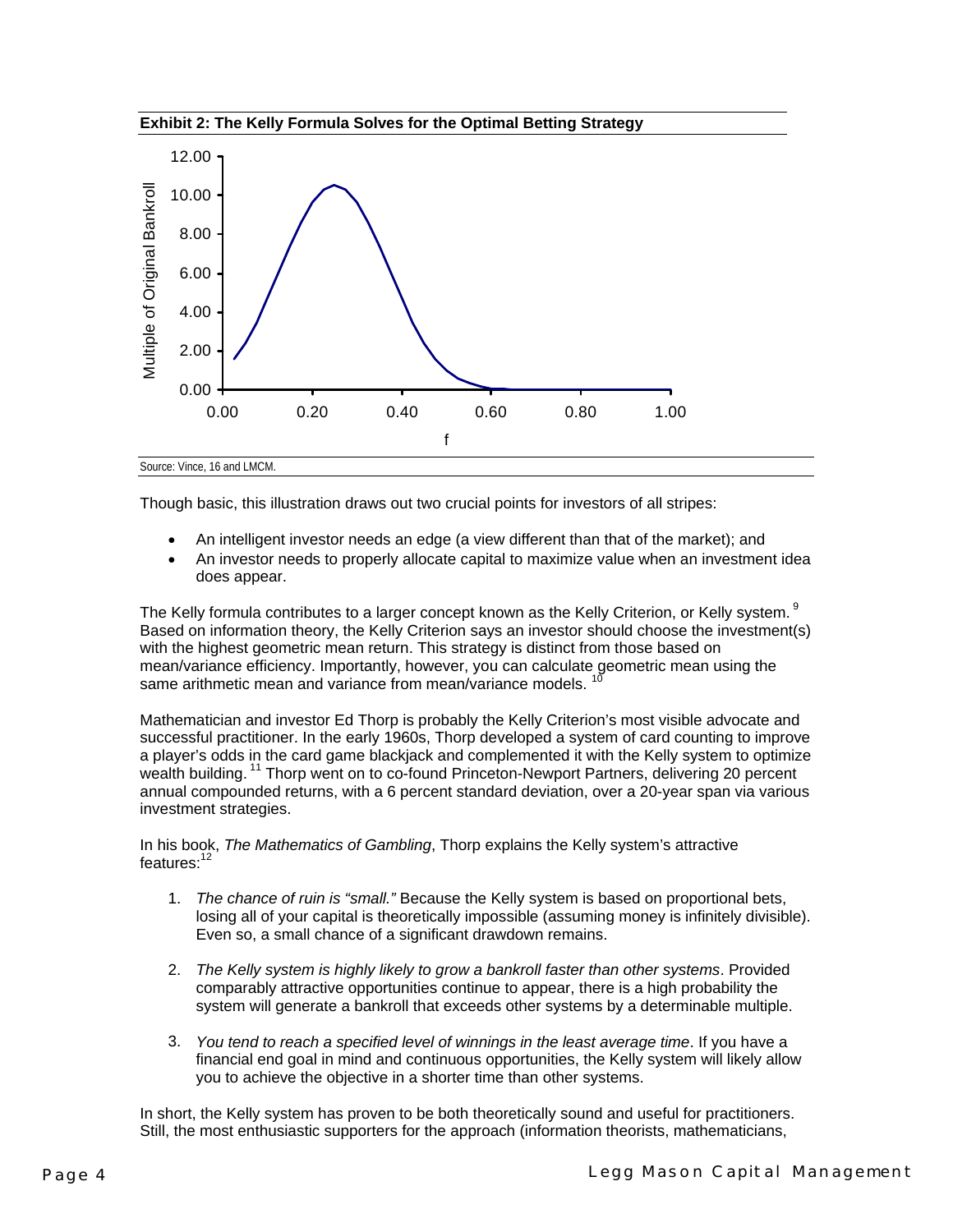**Exhibit 2: The Kelly Formula Solves for the Optimal Betting Strategy**

Source: Vince, 16 and LMCM.

Though basic, this illustration draws out two crucial points for investors of all stripes:

- An intelligent investor needs an edge (a view different than that of the market); and
- An investor needs to properly allocate capital to maximize value when an investment idea does appear.

The Kelly formula contributes to a larger concept known as the Kelly Criterion, or Kelly system.[9] Based on information theory, the Kelly Criterion says an investor should choose the investment(s) with the highest geometric mean return. This strategy is distinct from those based on mean/variance efficiency. Importantly, however, you can calculate geometric mean using the same arithmetic mean and variance from mean/variance models.[10]

Mathematician and investor Ed Thorp is probably the Kelly Criterion's most visible advocate and successful practitioner. In the early 1960s, Thorp developed a system of card counting to improve a player's odds in the card game blackjack and complemented it with the Kelly system to optimize wealth building.[11] Thorp went on to co-found Princeton-Newport Partners, delivering 20 percent annual compounded returns, with a 6 percent standard deviation, over a 20-year span via various investment strategies.

In his book, *The Mathematics of Gambling*, Thorp explains the Kelly system's attractive features:[12]

1. *The chance of ruin is "small."* Because the Kelly system is based on proportional bets, losing all of your capital is theoretically impossible (assuming money is infinitely divisible). Even so, a small chance of a significant drawdown remains.

2. *The Kelly system is highly likely to grow a bankroll faster than other systems*. Provided comparably attractive opportunities continue to appear, there is a high probability the system will generate a bankroll that exceeds other systems by a determinable multiple.

3. *You tend to reach a specified level of winnings in the least average time*. If you have a financial end goal in mind and continuous opportunities, the Kelly system will likely allow you to achieve the objective in a shorter time than other systems.

In short, the Kelly system has proven to be both theoretically sound and useful for practitioners. Still, the most enthusiastic supporters for the approach (information theorists, mathematicians,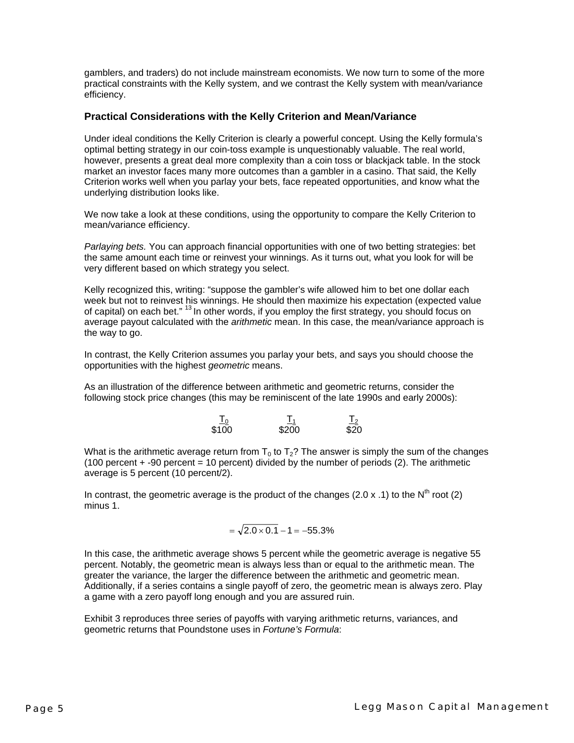gamblers, and traders) do not include mainstream economists. We now turn to some of the more practical constraints with the Kelly system, and we contrast the Kelly system with mean/variance efficiency.

### Practical Considerations with the Kelly Criterion and Mean/Variance

Under ideal conditions the Kelly Criterion is clearly a powerful concept. Using the Kelly formula's optimal betting strategy in our coin-toss example is unquestionably valuable. The real world, however, presents a great deal more complexity than a coin toss or blackjack table. In the stock market an investor faces many more outcomes than a gambler in a casino. That said, the Kelly Criterion works well when you parlay your bets, face repeated opportunities, and know what the underlying distribution looks like.

We now take a look at these conditions, using the opportunity to compare the Kelly Criterion to mean/variance efficiency.

*Parlaying bets.* You can approach financial opportunities with one of two betting strategies: bet the same amount each time or reinvest your winnings. As it turns out, what you look for will be very different based on which strategy you select.

Kelly recognized this, writing: "suppose the gambler's wife allowed him to bet one dollar each week but not to reinvest his winnings. He should then maximize his expectation (expected value of capital) on each bet." [13] In other words, if you employ the first strategy, you should focus on average payout calculated with the *arithmetic* mean. In this case, the mean/variance approach is the way to go.

In contrast, the Kelly Criterion assumes you parlay your bets, and says you should choose the opportunities with the highest *geometric* means.

As an illustration of the difference between arithmetic and geometric returns, consider the following stock price changes (this may be reminiscent of the late 1990s and early 2000s):

| $T_0$ | $T_1$ | $T_2$ |
|---|---|---|
| \$100 | \$200 | \$20 |

What is the arithmetic average return from $T_0$ to $T_2$? The answer is simply the sum of the changes (100 percent + -90 percent = 10 percent) divided by the number of periods (2). The arithmetic average is 5 percent (10 percent/2).

In contrast, the geometric average is the product of the changes (2.0 x .1) to the $N^{th}$ root (2) minus 1.

$$= \sqrt{2.0 \times 0.1} - 1 = -55.3\%$$

In this case, the arithmetic average shows 5 percent while the geometric average is negative 55 percent. Notably, the geometric mean is always less than or equal to the arithmetic mean. The greater the variance, the larger the difference between the arithmetic and geometric mean. Additionally, if a series contains a single payoff of zero, the geometric mean is always zero. Play a game with a zero payoff long enough and you are assured ruin.

Exhibit 3 reproduces three series of payoffs with varying arithmetic returns, variances, and geometric returns that Poundstone uses in *Fortune's Formula*: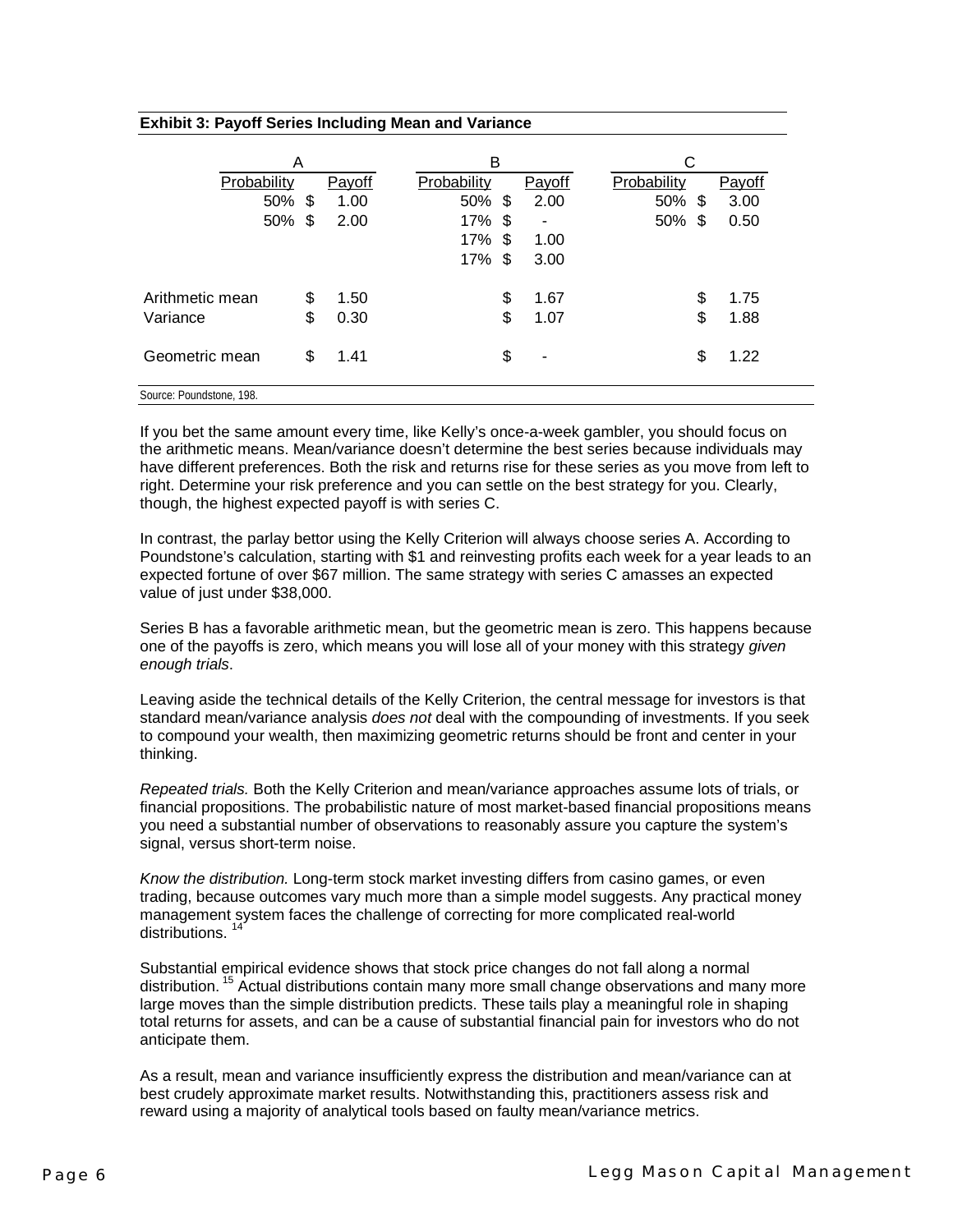**Exhibit 3: Payoff Series Including Mean and Variance**

| | A | | B | | C | |
|---|---|---|---|---|---|---|
| | Probability | Payoff | Probability | Payoff | Probability | Payoff |
| | 50% | $ 1.00 | 50% | $ 2.00 | 50% | $ 3.00 |
| | 50% | $ 2.00 | 17% | $ - | 50% | $ 0.50 |
| | | | 17% | $ 1.00 | | |
| | | | 17% | $ 3.00 | | |
| Arithmetic mean | | $ 1.50 | | $ 1.67 | | $ 1.75 |
| Variance | | $ 0.30 | | $ 1.07 | | $ 1.88 |
| Geometric mean | | $ 1.41 | | $ - | | $ 1.22 |

Source: Poundstone, 198.

If you bet the same amount every time, like Kelly's once-a-week gambler, you should focus on the arithmetic means. Mean/variance doesn't determine the best series because individuals may have different preferences. Both the risk and returns rise for these series as you move from left to right. Determine your risk preference and you can settle on the best strategy for you. Clearly, though, the highest expected payoff is with series C.

In contrast, the parlay bettor using the Kelly Criterion will always choose series A. According to Poundstone's calculation, starting with $1 and reinvesting profits each week for a year leads to an expected fortune of over $67 million. The same strategy with series C amasses an expected value of just under $38,000.

Series B has a favorable arithmetic mean, but the geometric mean is zero. This happens because one of the payoffs is zero, which means you will lose all of your money with this strategy *given enough trials*.

Leaving aside the technical details of the Kelly Criterion, the central message for investors is that standard mean/variance analysis *does not* deal with the compounding of investments. If you seek to compound your wealth, then maximizing geometric returns should be front and center in your thinking.

*Repeated trials.* Both the Kelly Criterion and mean/variance approaches assume lots of trials, or financial propositions. The probabilistic nature of most market-based financial propositions means you need a substantial number of observations to reasonably assure you capture the system's signal, versus short-term noise.

*Know the distribution.* Long-term stock market investing differs from casino games, or even trading, because outcomes vary much more than a simple model suggests. Any practical money management system faces the challenge of correcting for more complicated real-world distributions. [14]

Substantial empirical evidence shows that stock price changes do not fall along a normal distribution. [15] Actual distributions contain many more small change observations and many more large moves than the simple distribution predicts. These tails play a meaningful role in shaping total returns for assets, and can be a cause of substantial financial pain for investors who do not anticipate them.

As a result, mean and variance insufficiently express the distribution and mean/variance can at best crudely approximate market results. Notwithstanding this, practitioners assess risk and reward using a majority of analytical tools based on faulty mean/variance metrics.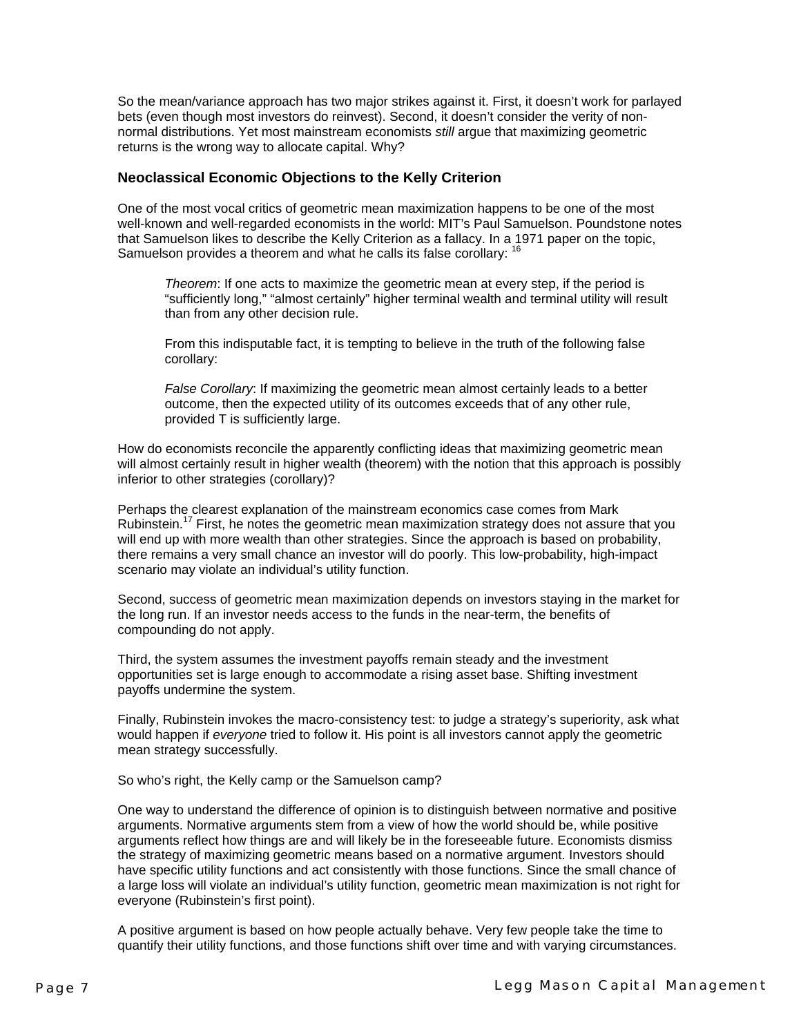So the mean/variance approach has two major strikes against it. First, it doesn't work for parlayed bets (even though most investors do reinvest). Second, it doesn't consider the verity of non-normal distributions. Yet most mainstream economists *still* argue that maximizing geometric returns is the wrong way to allocate capital. Why?

### Neoclassical Economic Objections to the Kelly Criterion

One of the most vocal critics of geometric mean maximization happens to be one of the most well-known and well-regarded economists in the world: MIT's Paul Samuelson. Poundstone notes that Samuelson likes to describe the Kelly Criterion as a fallacy. In a 1971 paper on the topic, Samuelson provides a theorem and what he calls its false corollary: [16]

> *Theorem*: If one acts to maximize the geometric mean at every step, if the period is "sufficiently long," "almost certainly" higher terminal wealth and terminal utility will result than from any other decision rule.
>
> From this indisputable fact, it is tempting to believe in the truth of the following false corollary:
>
> *False Corollary*: If maximizing the geometric mean almost certainly leads to a better outcome, then the expected utility of its outcomes exceeds that of any other rule, provided T is sufficiently large.

How do economists reconcile the apparently conflicting ideas that maximizing geometric mean will almost certainly result in higher wealth (theorem) with the notion that this approach is possibly inferior to other strategies (corollary)?

Perhaps the clearest explanation of the mainstream economics case comes from Mark Rubinstein.[17] First, he notes the geometric mean maximization strategy does not assure that you will end up with more wealth than other strategies. Since the approach is based on probability, there remains a very small chance an investor will do poorly. This low-probability, high-impact scenario may violate an individual's utility function.

Second, success of geometric mean maximization depends on investors staying in the market for the long run. If an investor needs access to the funds in the near-term, the benefits of compounding do not apply.

Third, the system assumes the investment payoffs remain steady and the investment opportunities set is large enough to accommodate a rising asset base. Shifting investment payoffs undermine the system.

Finally, Rubinstein invokes the macro-consistency test: to judge a strategy's superiority, ask what would happen if *everyone* tried to follow it. His point is all investors cannot apply the geometric mean strategy successfully.

So who's right, the Kelly camp or the Samuelson camp?

One way to understand the difference of opinion is to distinguish between normative and positive arguments. Normative arguments stem from a view of how the world should be, while positive arguments reflect how things are and will likely be in the foreseeable future. Economists dismiss the strategy of maximizing geometric means based on a normative argument. Investors should have specific utility functions and act consistently with those functions. Since the small chance of a large loss will violate an individual's utility function, geometric mean maximization is not right for everyone (Rubinstein's first point).

A positive argument is based on how people actually behave. Very few people take the time to quantify their utility functions, and those functions shift over time and with varying circumstances.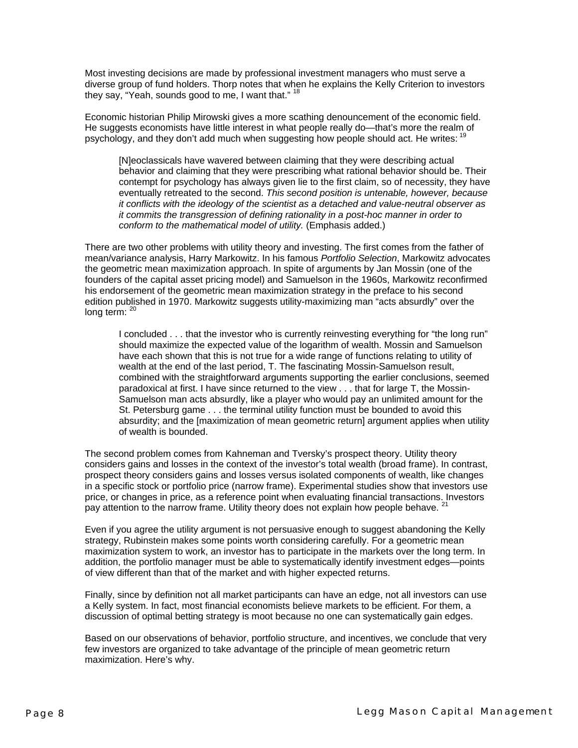Most investing decisions are made by professional investment managers who must serve a diverse group of fund holders. Thorp notes that when he explains the Kelly Criterion to investors they say, "Yeah, sounds good to me, I want that." [18]

Economic historian Philip Mirowski gives a more scathing denouncement of the economic field. He suggests economists have little interest in what people really do—that's more the realm of psychology, and they don't add much when suggesting how people should act. He writes: [19]

> [N]eoclassicals have wavered between claiming that they were describing actual behavior and claiming that they were prescribing what rational behavior should be. Their contempt for psychology has always given lie to the first claim, so of necessity, they have eventually retreated to the second. *This second position is untenable, however, because it conflicts with the ideology of the scientist as a detached and value-neutral observer as it commits the transgression of defining rationality in a post-hoc manner in order to conform to the mathematical model of utility.* (Emphasis added.)

There are two other problems with utility theory and investing. The first comes from the father of mean/variance analysis, Harry Markowitz. In his famous *Portfolio Selection*, Markowitz advocates the geometric mean maximization approach. In spite of arguments by Jan Mossin (one of the founders of the capital asset pricing model) and Samuelson in the 1960s, Markowitz reconfirmed his endorsement of the geometric mean maximization strategy in the preface to his second edition published in 1970. Markowitz suggests utility-maximizing man "acts absurdly" over the long term: [20]

> I concluded . . . that the investor who is currently reinvesting everything for "the long run" should maximize the expected value of the logarithm of wealth. Mossin and Samuelson have each shown that this is not true for a wide range of functions relating to utility of wealth at the end of the last period, T. The fascinating Mossin-Samuelson result, combined with the straightforward arguments supporting the earlier conclusions, seemed paradoxical at first. I have since returned to the view . . . that for large T, the Mossin-Samuelson man acts absurdly, like a player who would pay an unlimited amount for the St. Petersburg game . . . the terminal utility function must be bounded to avoid this absurdity; and the [maximization of mean geometric return] argument applies when utility of wealth is bounded.

The second problem comes from Kahneman and Tversky's prospect theory. Utility theory considers gains and losses in the context of the investor's total wealth (broad frame). In contrast, prospect theory considers gains and losses versus isolated components of wealth, like changes in a specific stock or portfolio price (narrow frame). Experimental studies show that investors use price, or changes in price, as a reference point when evaluating financial transactions. Investors pay attention to the narrow frame. Utility theory does not explain how people behave. [21]

Even if you agree the utility argument is not persuasive enough to suggest abandoning the Kelly strategy, Rubinstein makes some points worth considering carefully. For a geometric mean maximization system to work, an investor has to participate in the markets over the long term. In addition, the portfolio manager must be able to systematically identify investment edges—points of view different than that of the market and with higher expected returns.

Finally, since by definition not all market participants can have an edge, not all investors can use a Kelly system. In fact, most financial economists believe markets to be efficient. For them, a discussion of optimal betting strategy is moot because no one can systematically gain edges.

Based on our observations of behavior, portfolio structure, and incentives, we conclude that very few investors are organized to take advantage of the principle of mean geometric return maximization. Here's why.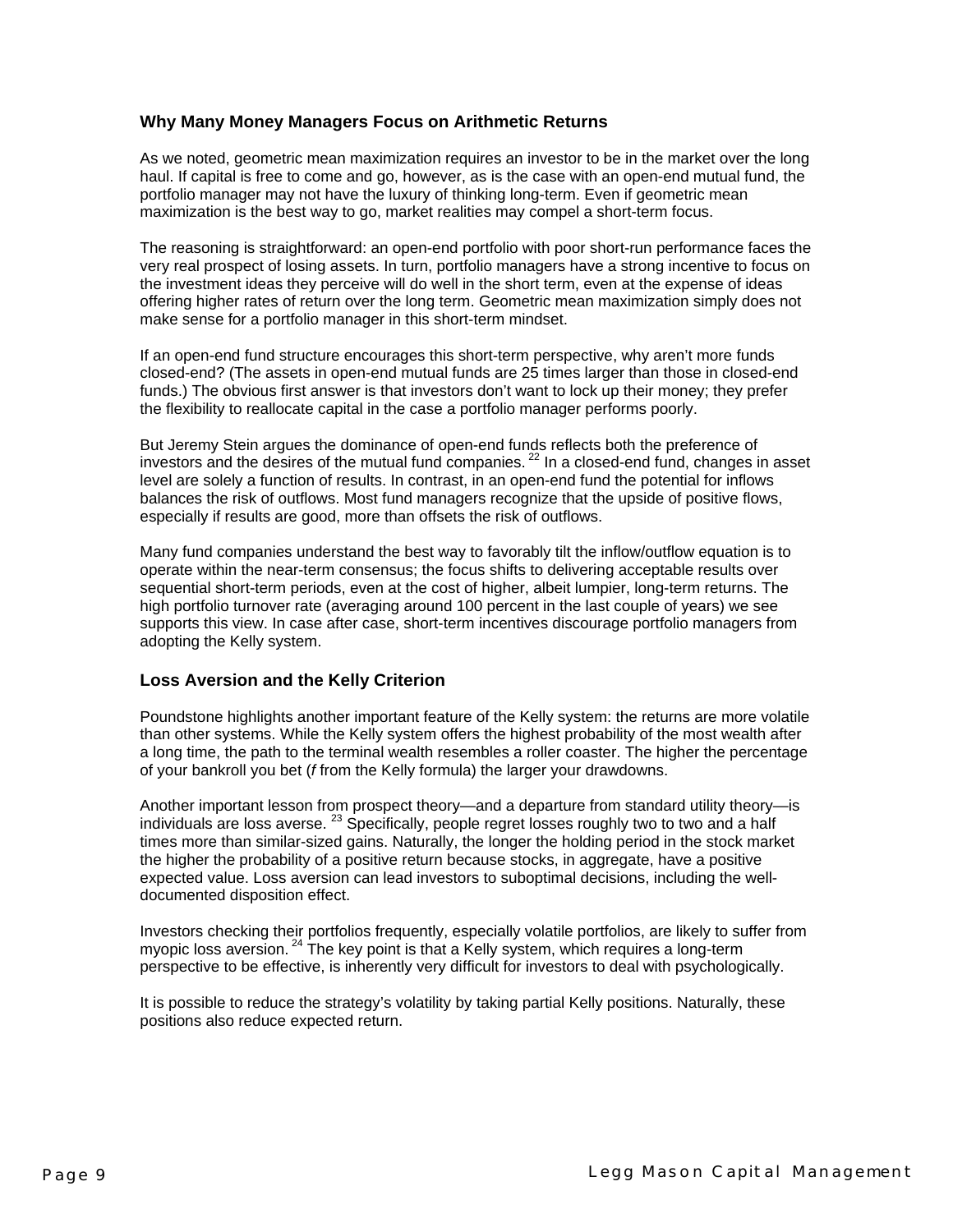## Why Many Money Managers Focus on Arithmetic Returns

As we noted, geometric mean maximization requires an investor to be in the market over the long haul. If capital is free to come and go, however, as is the case with an open-end mutual fund, the portfolio manager may not have the luxury of thinking long-term. Even if geometric mean maximization is the best way to go, market realities may compel a short-term focus.

The reasoning is straightforward: an open-end portfolio with poor short-run performance faces the very real prospect of losing assets. In turn, portfolio managers have a strong incentive to focus on the investment ideas they perceive will do well in the short term, even at the expense of ideas offering higher rates of return over the long term. Geometric mean maximization simply does not make sense for a portfolio manager in this short-term mindset.

If an open-end fund structure encourages this short-term perspective, why aren't more funds closed-end? (The assets in open-end mutual funds are 25 times larger than those in closed-end funds.) The obvious first answer is that investors don't want to lock up their money; they prefer the flexibility to reallocate capital in the case a portfolio manager performs poorly.

But Jeremy Stein argues the dominance of open-end funds reflects both the preference of investors and the desires of the mutual fund companies.[22] In a closed-end fund, changes in asset level are solely a function of results. In contrast, in an open-end fund the potential for inflows balances the risk of outflows. Most fund managers recognize that the upside of positive flows, especially if results are good, more than offsets the risk of outflows.

Many fund companies understand the best way to favorably tilt the inflow/outflow equation is to operate within the near-term consensus; the focus shifts to delivering acceptable results over sequential short-term periods, even at the cost of higher, albeit lumpier, long-term returns. The high portfolio turnover rate (averaging around 100 percent in the last couple of years) we see supports this view. In case after case, short-term incentives discourage portfolio managers from adopting the Kelly system.

## Loss Aversion and the Kelly Criterion

Poundstone highlights another important feature of the Kelly system: the returns are more volatile than other systems. While the Kelly system offers the highest probability of the most wealth after a long time, the path to the terminal wealth resembles a roller coaster. The higher the percentage of your bankroll you bet (*f* from the Kelly formula) the larger your drawdowns.

Another important lesson from prospect theory—and a departure from standard utility theory—is individuals are loss averse.[23] Specifically, people regret losses roughly two to two and a half times more than similar-sized gains. Naturally, the longer the holding period in the stock market the higher the probability of a positive return because stocks, in aggregate, have a positive expected value. Loss aversion can lead investors to suboptimal decisions, including the well-documented disposition effect.

Investors checking their portfolios frequently, especially volatile portfolios, are likely to suffer from myopic loss aversion.[24] The key point is that a Kelly system, which requires a long-term perspective to be effective, is inherently very difficult for investors to deal with psychologically.

It is possible to reduce the strategy's volatility by taking partial Kelly positions. Naturally, these positions also reduce expected return.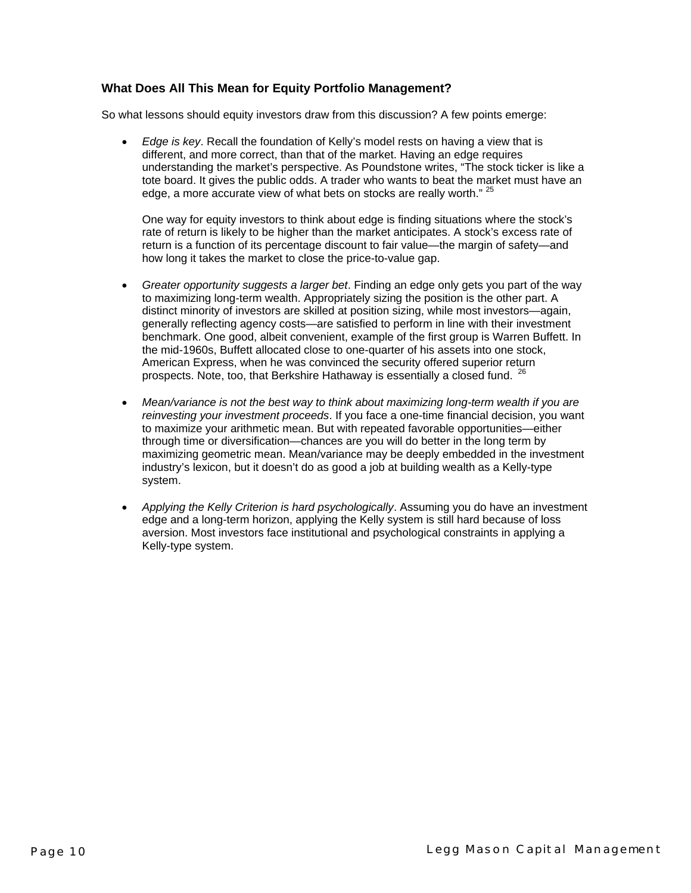### What Does All This Mean for Equity Portfolio Management?

So what lessons should equity investors draw from this discussion? A few points emerge:

- *Edge is key*. Recall the foundation of Kelly's model rests on having a view that is different, and more correct, than that of the market. Having an edge requires understanding the market's perspective. As Poundstone writes, "The stock ticker is like a tote board. It gives the public odds. A trader who wants to beat the market must have an edge, a more accurate view of what bets on stocks are really worth." [25]

  One way for equity investors to think about edge is finding situations where the stock's rate of return is likely to be higher than the market anticipates. A stock's excess rate of return is a function of its percentage discount to fair value—the margin of safety—and how long it takes the market to close the price-to-value gap.

- *Greater opportunity suggests a larger bet*. Finding an edge only gets you part of the way to maximizing long-term wealth. Appropriately sizing the position is the other part. A distinct minority of investors are skilled at position sizing, while most investors—again, generally reflecting agency costs—are satisfied to perform in line with their investment benchmark. One good, albeit convenient, example of the first group is Warren Buffett. In the mid-1960s, Buffett allocated close to one-quarter of his assets into one stock, American Express, when he was convinced the security offered superior return prospects. Note, too, that Berkshire Hathaway is essentially a closed fund. [26]

- *Mean/variance is not the best way to think about maximizing long-term wealth if you are reinvesting your investment proceeds*. If you face a one-time financial decision, you want to maximize your arithmetic mean. But with repeated favorable opportunities—either through time or diversification—chances are you will do better in the long term by maximizing geometric mean. Mean/variance may be deeply embedded in the investment industry's lexicon, but it doesn't do as good a job at building wealth as a Kelly-type system.

- *Applying the Kelly Criterion is hard psychologically*. Assuming you do have an investment edge and a long-term horizon, applying the Kelly system is still hard because of loss aversion. Most investors face institutional and psychological constraints in applying a Kelly-type system.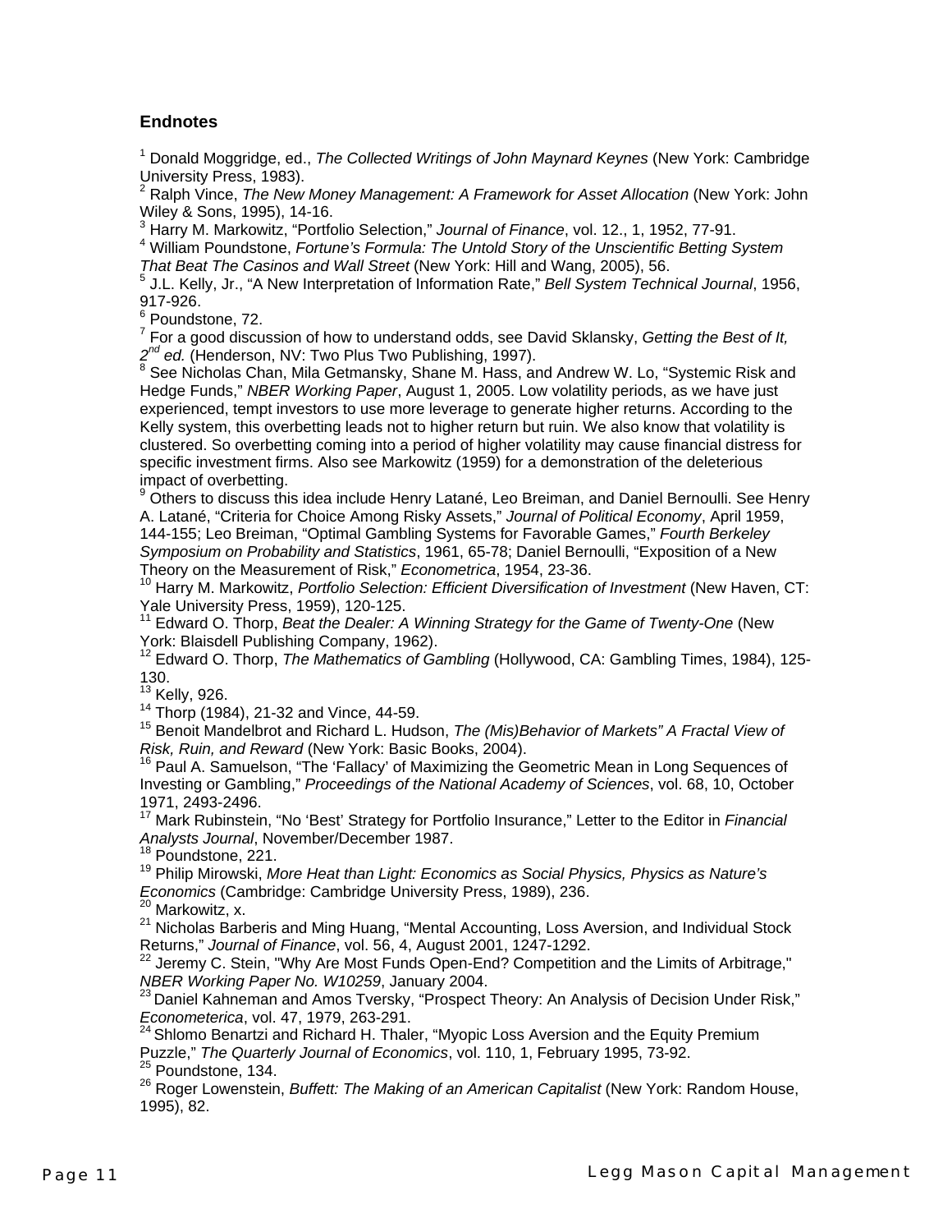### Endnotes

[1] Donald Moggridge, ed., *The Collected Writings of John Maynard Keynes* (New York: Cambridge University Press, 1983).
[2] Ralph Vince, *The New Money Management: A Framework for Asset Allocation* (New York: John Wiley & Sons, 1995), 14-16.
[3] Harry M. Markowitz, "Portfolio Selection," *Journal of Finance*, vol. 12., 1, 1952, 77-91.
[4] William Poundstone, *Fortune's Formula: The Untold Story of the Unscientific Betting System That Beat The Casinos and Wall Street* (New York: Hill and Wang, 2005), 56.
[5] J.L. Kelly, Jr., "A New Interpretation of Information Rate," *Bell System Technical Journal*, 1956, 917-926.
[6] Poundstone, 72.
[7] For a good discussion of how to understand odds, see David Sklansky, *Getting the Best of It, 2nd ed.* (Henderson, NV: Two Plus Two Publishing, 1997).
[8] See Nicholas Chan, Mila Getmansky, Shane M. Hass, and Andrew W. Lo, "Systemic Risk and Hedge Funds," *NBER Working Paper*, August 1, 2005. Low volatility periods, as we have just experienced, tempt investors to use more leverage to generate higher returns. According to the Kelly system, this overbetting leads not to higher return but ruin. We also know that volatility is clustered. So overbetting coming into a period of higher volatility may cause financial distress for specific investment firms. Also see Markowitz (1959) for a demonstration of the deleterious impact of overbetting.
[9] Others to discuss this idea include Henry Latané, Leo Breiman, and Daniel Bernoulli. See Henry A. Latané, "Criteria for Choice Among Risky Assets," *Journal of Political Economy*, April 1959, 144-155; Leo Breiman, "Optimal Gambling Systems for Favorable Games," *Fourth Berkeley Symposium on Probability and Statistics*, 1961, 65-78; Daniel Bernoulli, "Exposition of a New Theory on the Measurement of Risk," *Econometrica*, 1954, 23-36.
[10] Harry M. Markowitz, *Portfolio Selection: Efficient Diversification of Investment* (New Haven, CT: Yale University Press, 1959), 120-125.
[11] Edward O. Thorp, *Beat the Dealer: A Winning Strategy for the Game of Twenty-One* (New York: Blaisdell Publishing Company, 1962).
[12] Edward O. Thorp, *The Mathematics of Gambling* (Hollywood, CA: Gambling Times, 1984), 125-130.
[13] Kelly, 926.
[14] Thorp (1984), 21-32 and Vince, 44-59.
[15] Benoit Mandelbrot and Richard L. Hudson, *The (Mis)Behavior of Markets" A Fractal View of Risk, Ruin, and Reward* (New York: Basic Books, 2004).
[16] Paul A. Samuelson, "The 'Fallacy' of Maximizing the Geometric Mean in Long Sequences of Investing or Gambling," *Proceedings of the National Academy of Sciences*, vol. 68, 10, October 1971, 2493-2496.
[17] Mark Rubinstein, "No 'Best' Strategy for Portfolio Insurance," Letter to the Editor in *Financial Analysts Journal*, November/December 1987.
[18] Poundstone, 221.
[19] Philip Mirowski, *More Heat than Light: Economics as Social Physics, Physics as Nature's Economics* (Cambridge: Cambridge University Press, 1989), 236.
[20] Markowitz, x.
[21] Nicholas Barberis and Ming Huang, "Mental Accounting, Loss Aversion, and Individual Stock Returns," *Journal of Finance*, vol. 56, 4, August 2001, 1247-1292.
[22] Jeremy C. Stein, "Why Are Most Funds Open-End? Competition and the Limits of Arbitrage," *NBER Working Paper No. W10259*, January 2004.
[23] Daniel Kahneman and Amos Tversky, "Prospect Theory: An Analysis of Decision Under Risk," *Econometerica*, vol. 47, 1979, 263-291.
[24] Shlomo Benartzi and Richard H. Thaler, "Myopic Loss Aversion and the Equity Premium Puzzle," *The Quarterly Journal of Economics*, vol. 110, 1, February 1995, 73-92.
[25] Poundstone, 134.
[26] Roger Lowenstein, *Buffett: The Making of an American Capitalist* (New York: Random House, 1995), 82.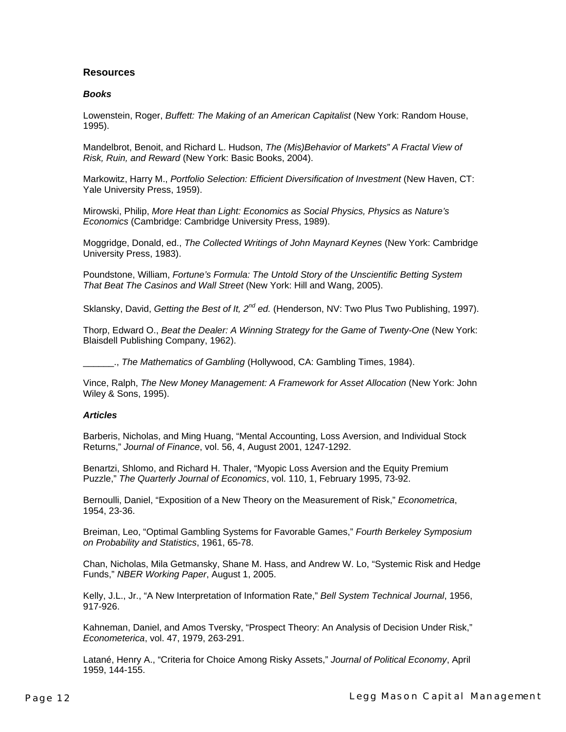## Resources

### *Books*

Lowenstein, Roger, *Buffett: The Making of an American Capitalist* (New York: Random House, 1995).

Mandelbrot, Benoit, and Richard L. Hudson, *The (Mis)Behavior of Markets" A Fractal View of Risk, Ruin, and Reward* (New York: Basic Books, 2004).

Markowitz, Harry M., *Portfolio Selection: Efficient Diversification of Investment* (New Haven, CT: Yale University Press, 1959).

Mirowski, Philip, *More Heat than Light: Economics as Social Physics, Physics as Nature's Economics* (Cambridge: Cambridge University Press, 1989).

Moggridge, Donald, ed., *The Collected Writings of John Maynard Keynes* (New York: Cambridge University Press, 1983).

Poundstone, William, *Fortune's Formula: The Untold Story of the Unscientific Betting System That Beat The Casinos and Wall Street* (New York: Hill and Wang, 2005).

Sklansky, David, *Getting the Best of It, 2nd ed.* (Henderson, NV: Two Plus Two Publishing, 1997).

Thorp, Edward O., *Beat the Dealer: A Winning Strategy for the Game of Twenty-One* (New York: Blaisdell Publishing Company, 1962).

______., *The Mathematics of Gambling* (Hollywood, CA: Gambling Times, 1984).

Vince, Ralph, *The New Money Management: A Framework for Asset Allocation* (New York: John Wiley & Sons, 1995).

### *Articles*

Barberis, Nicholas, and Ming Huang, "Mental Accounting, Loss Aversion, and Individual Stock Returns," *Journal of Finance*, vol. 56, 4, August 2001, 1247-1292.

Benartzi, Shlomo, and Richard H. Thaler, "Myopic Loss Aversion and the Equity Premium Puzzle," *The Quarterly Journal of Economics*, vol. 110, 1, February 1995, 73-92.

Bernoulli, Daniel, "Exposition of a New Theory on the Measurement of Risk," *Econometrica*, 1954, 23-36.

Breiman, Leo, "Optimal Gambling Systems for Favorable Games," *Fourth Berkeley Symposium on Probability and Statistics*, 1961, 65-78.

Chan, Nicholas, Mila Getmansky, Shane M. Hass, and Andrew W. Lo, "Systemic Risk and Hedge Funds," *NBER Working Paper*, August 1, 2005.

Kelly, J.L., Jr., "A New Interpretation of Information Rate," *Bell System Technical Journal*, 1956, 917-926.

Kahneman, Daniel, and Amos Tversky, "Prospect Theory: An Analysis of Decision Under Risk," *Econometerica*, vol. 47, 1979, 263-291.

Latané, Henry A., "Criteria for Choice Among Risky Assets," *Journal of Political Economy*, April 1959, 144-155.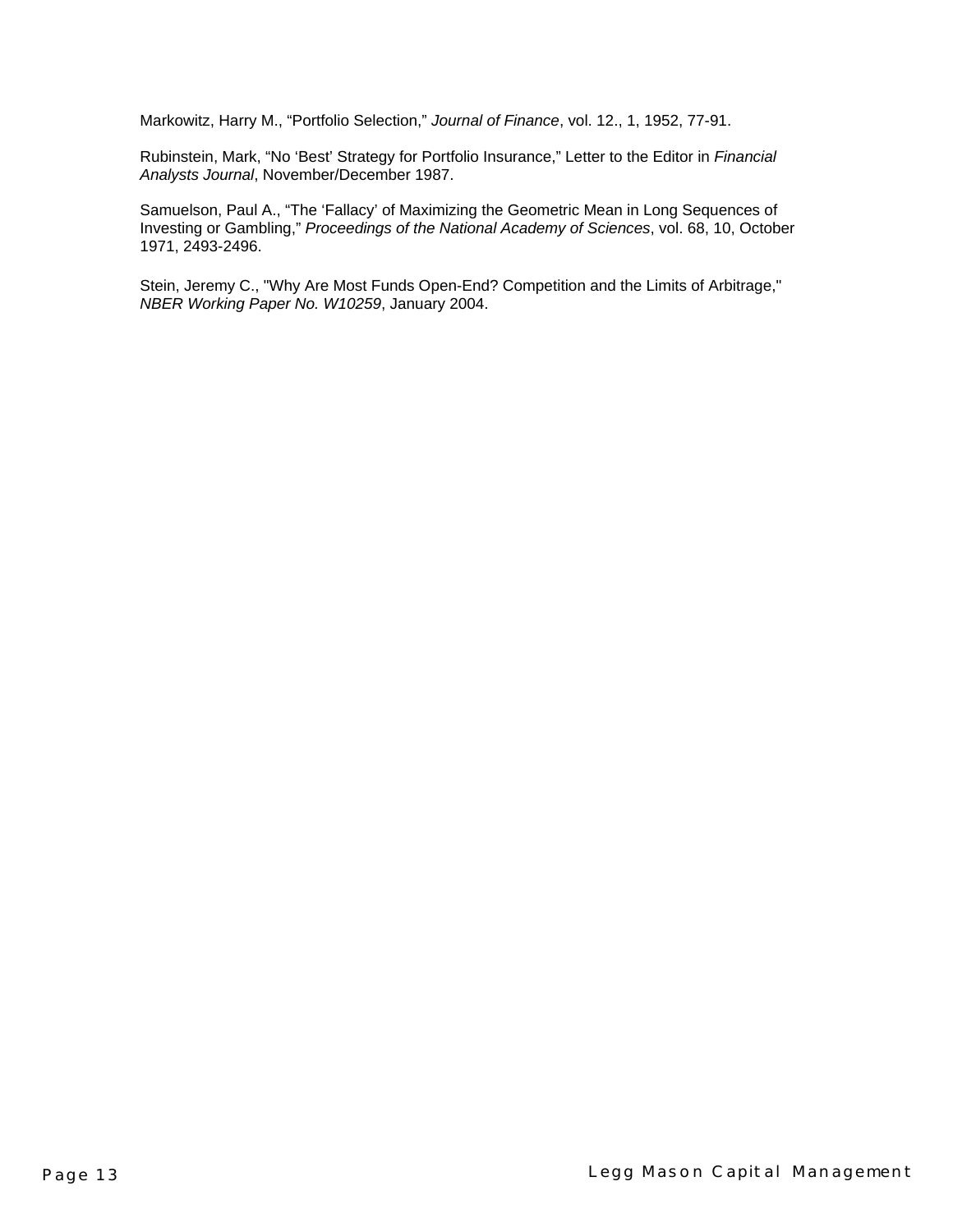Markowitz, Harry M., “Portfolio Selection,” *Journal of Finance*, vol. 12., 1, 1952, 77-91.

Rubinstein, Mark, “No ‘Best’ Strategy for Portfolio Insurance,” Letter to the Editor in *Financial Analysts Journal*, November/December 1987.

Samuelson, Paul A., “The ‘Fallacy’ of Maximizing the Geometric Mean in Long Sequences of Investing or Gambling,” *Proceedings of the National Academy of Sciences*, vol. 68, 10, October 1971, 2493-2496.

Stein, Jeremy C., "Why Are Most Funds Open-End? Competition and the Limits of Arbitrage," *NBER Working Paper No. W10259*, January 2004.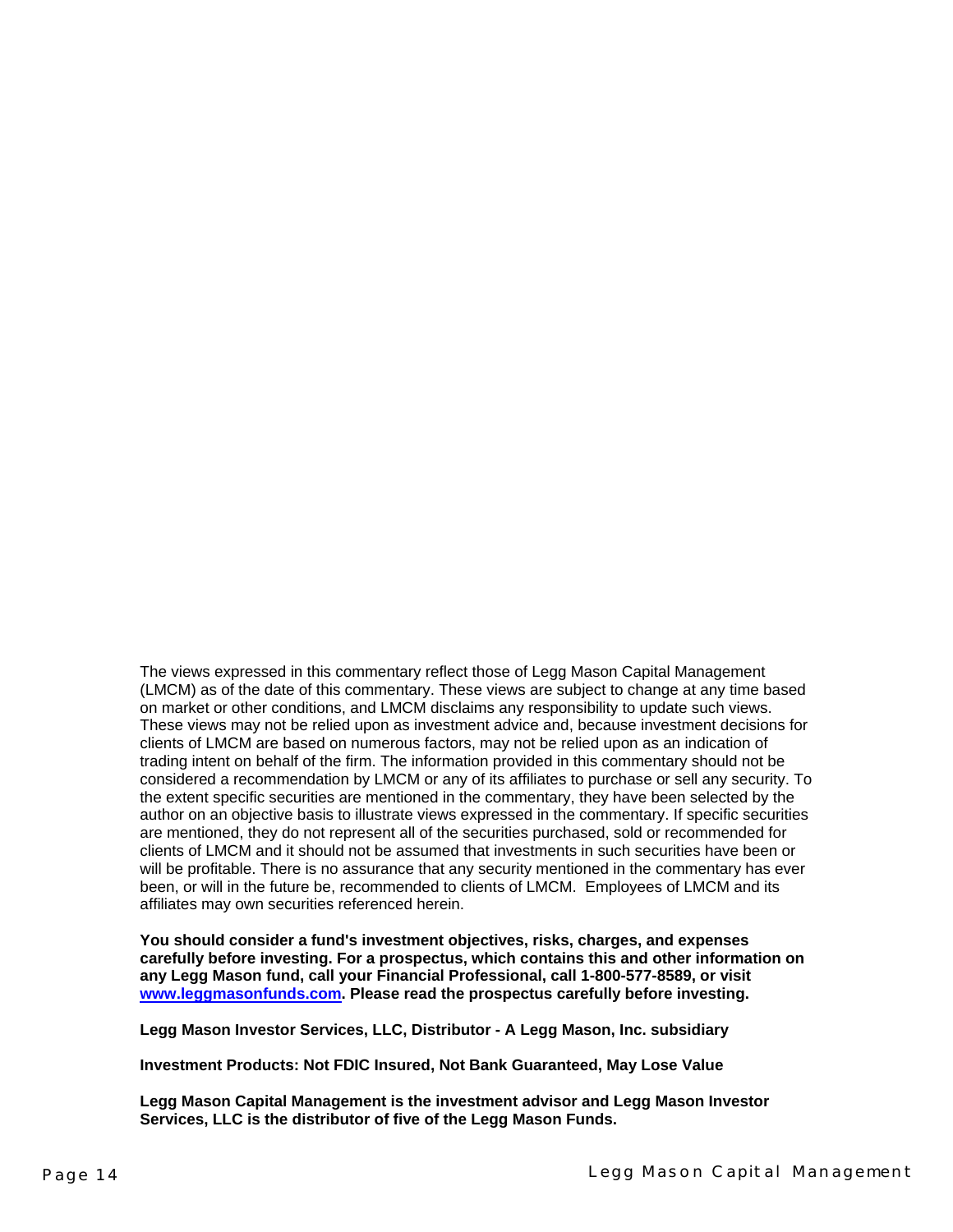The views expressed in this commentary reflect those of Legg Mason Capital Management (LMCM) as of the date of this commentary. These views are subject to change at any time based on market or other conditions, and LMCM disclaims any responsibility to update such views. These views may not be relied upon as investment advice and, because investment decisions for clients of LMCM are based on numerous factors, may not be relied upon as an indication of trading intent on behalf of the firm. The information provided in this commentary should not be considered a recommendation by LMCM or any of its affiliates to purchase or sell any security. To the extent specific securities are mentioned in the commentary, they have been selected by the author on an objective basis to illustrate views expressed in the commentary. If specific securities are mentioned, they do not represent all of the securities purchased, sold or recommended for clients of LMCM and it should not be assumed that investments in such securities have been or will be profitable. There is no assurance that any security mentioned in the commentary has ever been, or will in the future be, recommended to clients of LMCM. Employees of LMCM and its affiliates may own securities referenced herein.

**You should consider a fund's investment objectives, risks, charges, and expenses carefully before investing. For a prospectus, which contains this and other information on any Legg Mason fund, call your Financial Professional, call 1-800-577-8589, or visit [www.leggmasonfunds.com](http://www.leggmasonfunds.com). Please read the prospectus carefully before investing.**

**Legg Mason Investor Services, LLC, Distributor - A Legg Mason, Inc. subsidiary**

**Investment Products: Not FDIC Insured, Not Bank Guaranteed, May Lose Value**

**Legg Mason Capital Management is the investment advisor and Legg Mason Investor Services, LLC is the distributor of five of the Legg Mason Funds.**